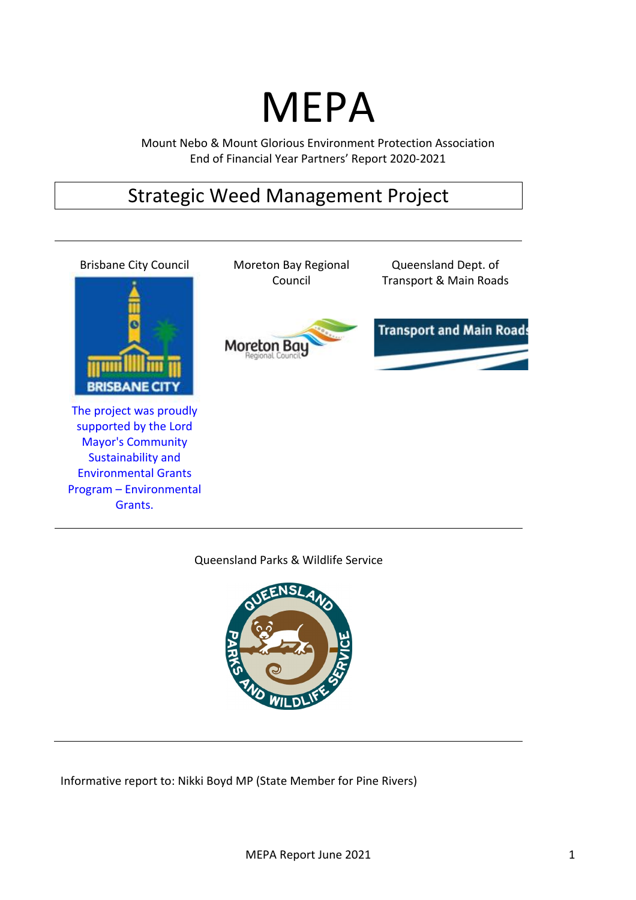# MEPA

Mount Nebo & Mount Glorious Environment Protection Association
End of Financial Year Partners' Report 2020-2021

## Strategic Weed Management Project

Brisbane City Council

The project was proudly supported by the Lord Mayor's Community Sustainability and Environmental Grants Program – Environmental Grants.

Moreton Bay Regional Council

Queensland Dept. of Transport & Main Roads

Queensland Parks & Wildlife Service

Informative report to: Nikki Boyd MP (State Member for Pine Rivers)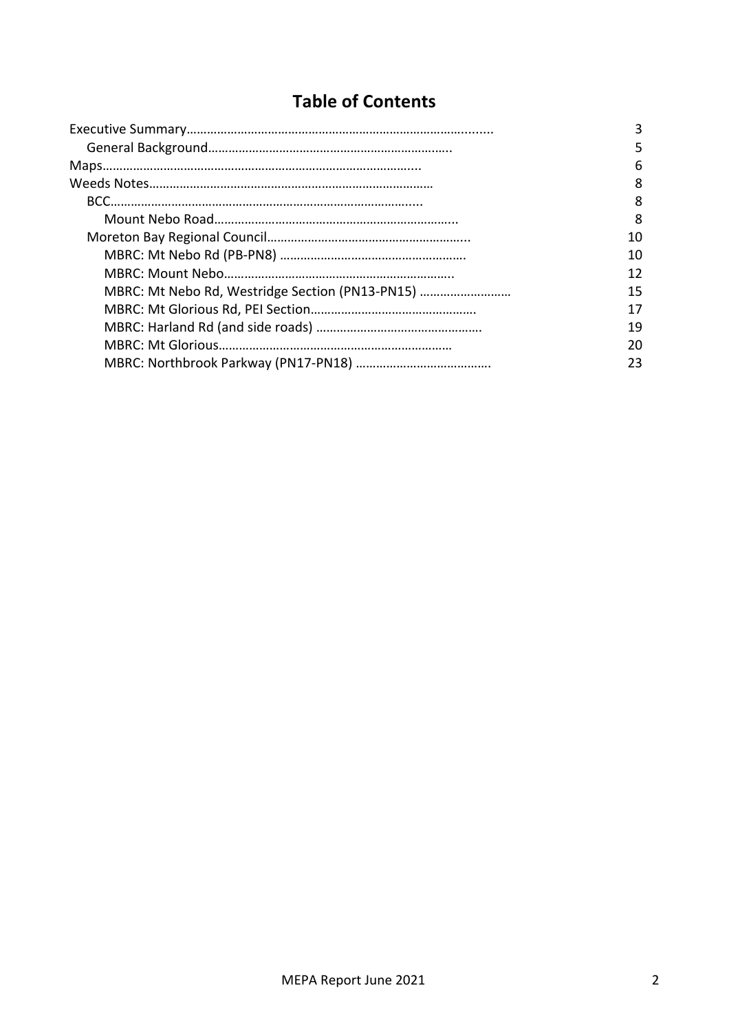## Table of Contents

- Executive Summary…………………………………………………………………………....... 3
  - General Background……………………………………………………………….. 5
- Maps…………………………………………………………………………….... 6
- Weeds Notes………………………………………………………………………… 8
  - BCC……………………………………………………………………………..... 8
    - Mount Nebo Road……………………………………………………………... 8
  - Moreton Bay Regional Council…………………………………………………... 10
    - MBRC: Mt Nebo Rd (PB-PN8) ……………………………………………… 10
    - MBRC: Mount Nebo…………………………………………………………... 12
    - MBRC: Mt Nebo Rd, Westridge Section (PN13-PN15) ……………………… 15
    - MBRC: Mt Glorious Rd, PEI Section…………………………………………. 17
    - MBRC: Harland Rd (and side roads) …………………………………………. 19
    - MBRC: Mt Glorious…………………………………………………………… 20
    - MBRC: Northbrook Parkway (PN17-PN18) …………………………………. 23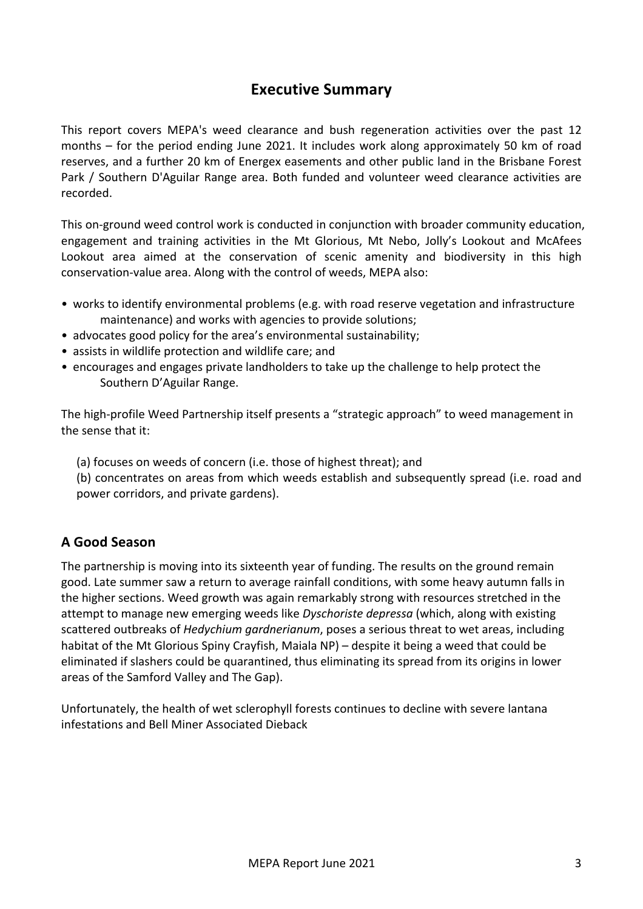# Executive Summary

This report covers MEPA's weed clearance and bush regeneration activities over the past 12 months – for the period ending June 2021. It includes work along approximately 50 km of road reserves, and a further 20 km of Energex easements and other public land in the Brisbane Forest Park / Southern D'Aguilar Range area. Both funded and volunteer weed clearance activities are recorded.

This on-ground weed control work is conducted in conjunction with broader community education, engagement and training activities in the Mt Glorious, Mt Nebo, Jolly's Lookout and McAfees Lookout area aimed at the conservation of scenic amenity and biodiversity in this high conservation-value area. Along with the control of weeds, MEPA also:

- works to identify environmental problems (e.g. with road reserve vegetation and infrastructure maintenance) and works with agencies to provide solutions;
- advocates good policy for the area's environmental sustainability;
- assists in wildlife protection and wildlife care; and
- encourages and engages private landholders to take up the challenge to help protect the Southern D'Aguilar Range.

The high-profile Weed Partnership itself presents a "strategic approach" to weed management in the sense that it:

(a) focuses on weeds of concern (i.e. those of highest threat); and

(b) concentrates on areas from which weeds establish and subsequently spread (i.e. road and power corridors, and private gardens).

## A Good Season

The partnership is moving into its sixteenth year of funding. The results on the ground remain good. Late summer saw a return to average rainfall conditions, with some heavy autumn falls in the higher sections. Weed growth was again remarkably strong with resources stretched in the attempt to manage new emerging weeds like *Dyschoriste depressa* (which, along with existing scattered outbreaks of *Hedychium gardnerianum*, poses a serious threat to wet areas, including habitat of the Mt Glorious Spiny Crayfish, Maiala NP) – despite it being a weed that could be eliminated if slashers could be quarantined, thus eliminating its spread from its origins in lower areas of the Samford Valley and The Gap).

Unfortunately, the health of wet sclerophyll forests continues to decline with severe lantana infestations and Bell Miner Associated Dieback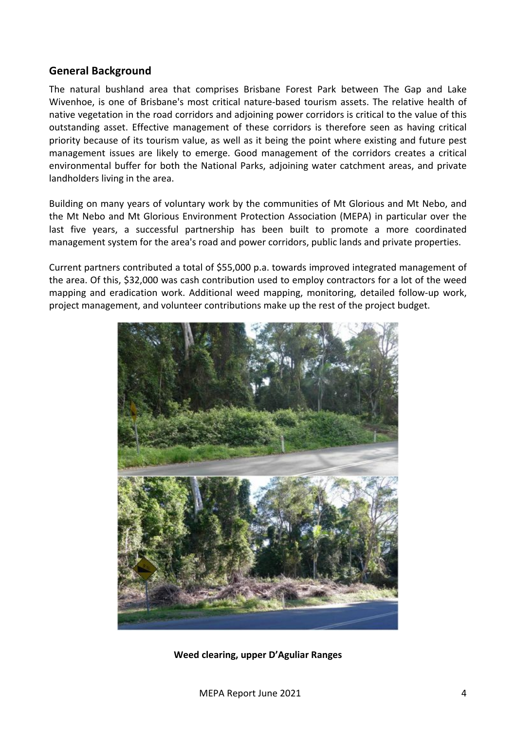## General Background

The natural bushland area that comprises Brisbane Forest Park between The Gap and Lake Wivenhoe, is one of Brisbane's most critical nature-based tourism assets. The relative health of native vegetation in the road corridors and adjoining power corridors is critical to the value of this outstanding asset. Effective management of these corridors is therefore seen as having critical priority because of its tourism value, as well as it being the point where existing and future pest management issues are likely to emerge. Good management of the corridors creates a critical environmental buffer for both the National Parks, adjoining water catchment areas, and private landholders living in the area.

Building on many years of voluntary work by the communities of Mt Glorious and Mt Nebo, and the Mt Nebo and Mt Glorious Environment Protection Association (MEPA) in particular over the last five years, a successful partnership has been built to promote a more coordinated management system for the area's road and power corridors, public lands and private properties.

Current partners contributed a total of $55,000 p.a. towards improved integrated management of the area. Of this, $32,000 was cash contribution used to employ contractors for a lot of the weed mapping and eradication work. Additional weed mapping, monitoring, detailed follow-up work, project management, and volunteer contributions make up the rest of the project budget.

**Weed clearing, upper D'Aguliar Ranges**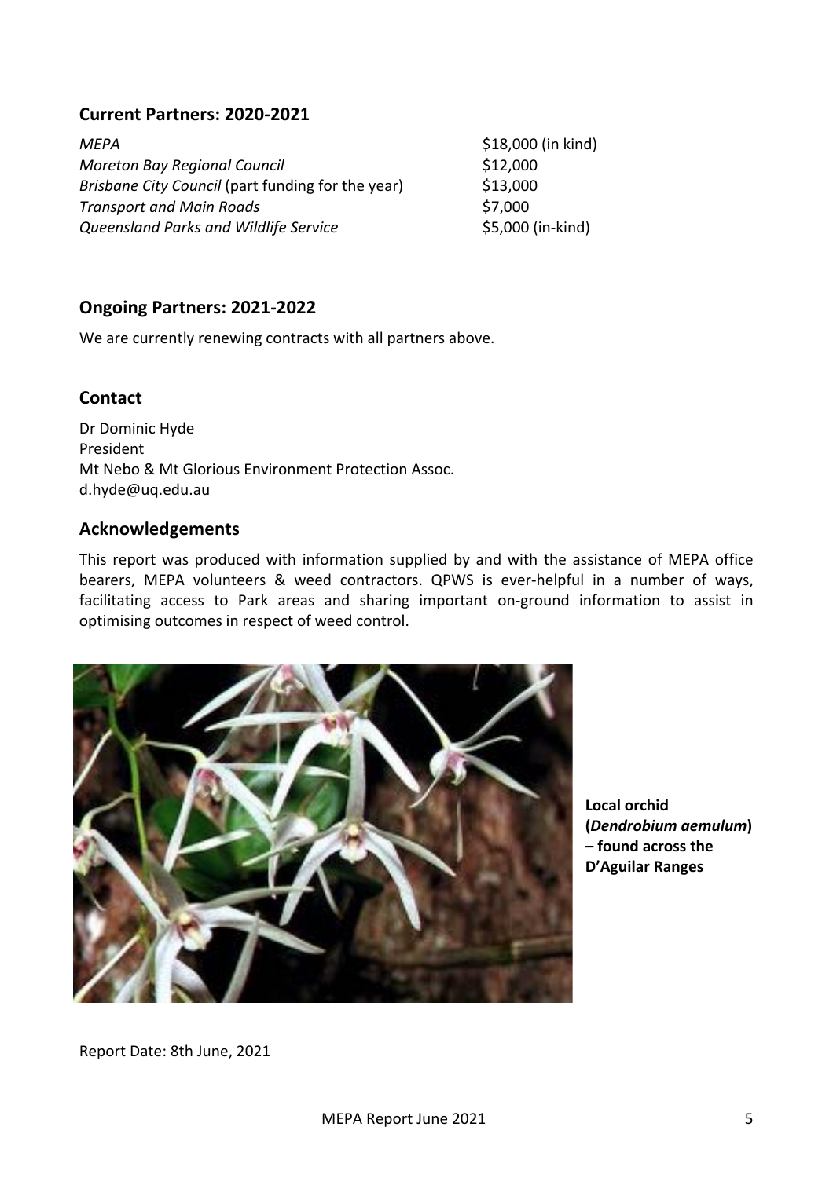## Current Partners: 2020-2021

| | |
|---|---|
| *MEPA* | \$18,000 (in kind) |
| *Moreton Bay Regional Council* | \$12,000 |
| *Brisbane City Council* (part funding for the year) | \$13,000 |
| *Transport and Main Roads* | \$7,000 |
| *Queensland Parks and Wildlife Service* | \$5,000 (in-kind) |

## Ongoing Partners: 2021-2022

We are currently renewing contracts with all partners above.

## Contact

Dr Dominic Hyde
President
Mt Nebo & Mt Glorious Environment Protection Assoc.
d.hyde@uq.edu.au

## Acknowledgements

This report was produced with information supplied by and with the assistance of MEPA office bearers, MEPA volunteers & weed contractors. QPWS is ever-helpful in a number of ways, facilitating access to Park areas and sharing important on-ground information to assist in optimising outcomes in respect of weed control.

**Local orchid (*Dendrobium aemulum*) – found across the D'Aguilar Ranges**

Report Date: 8th June, 2021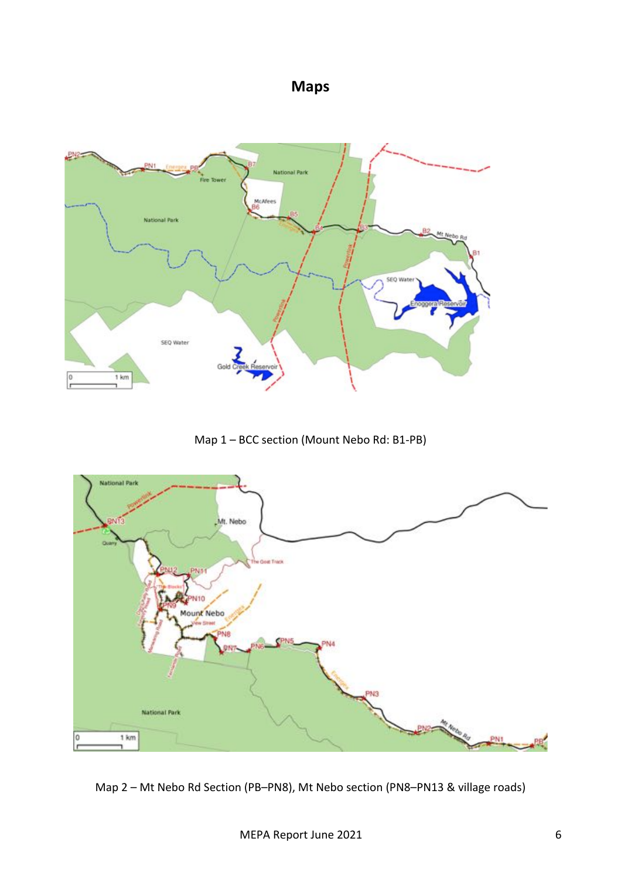# Maps

Map 1 – BCC section (Mount Nebo Rd: B1-PB)

Map 2 – Mt Nebo Rd Section (PB–PN8), Mt Nebo section (PN8–PN13 & village roads)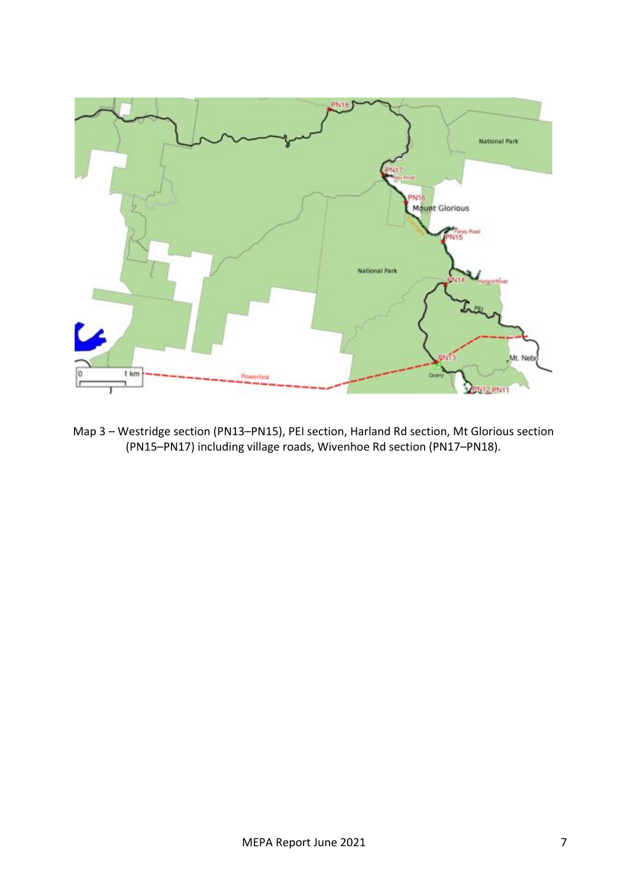Map 3 – Westridge section (PN13–PN15), PEI section, Harland Rd section, Mt Glorious section (PN15–PN17) including village roads, Wivenhoe Rd section (PN17–PN18).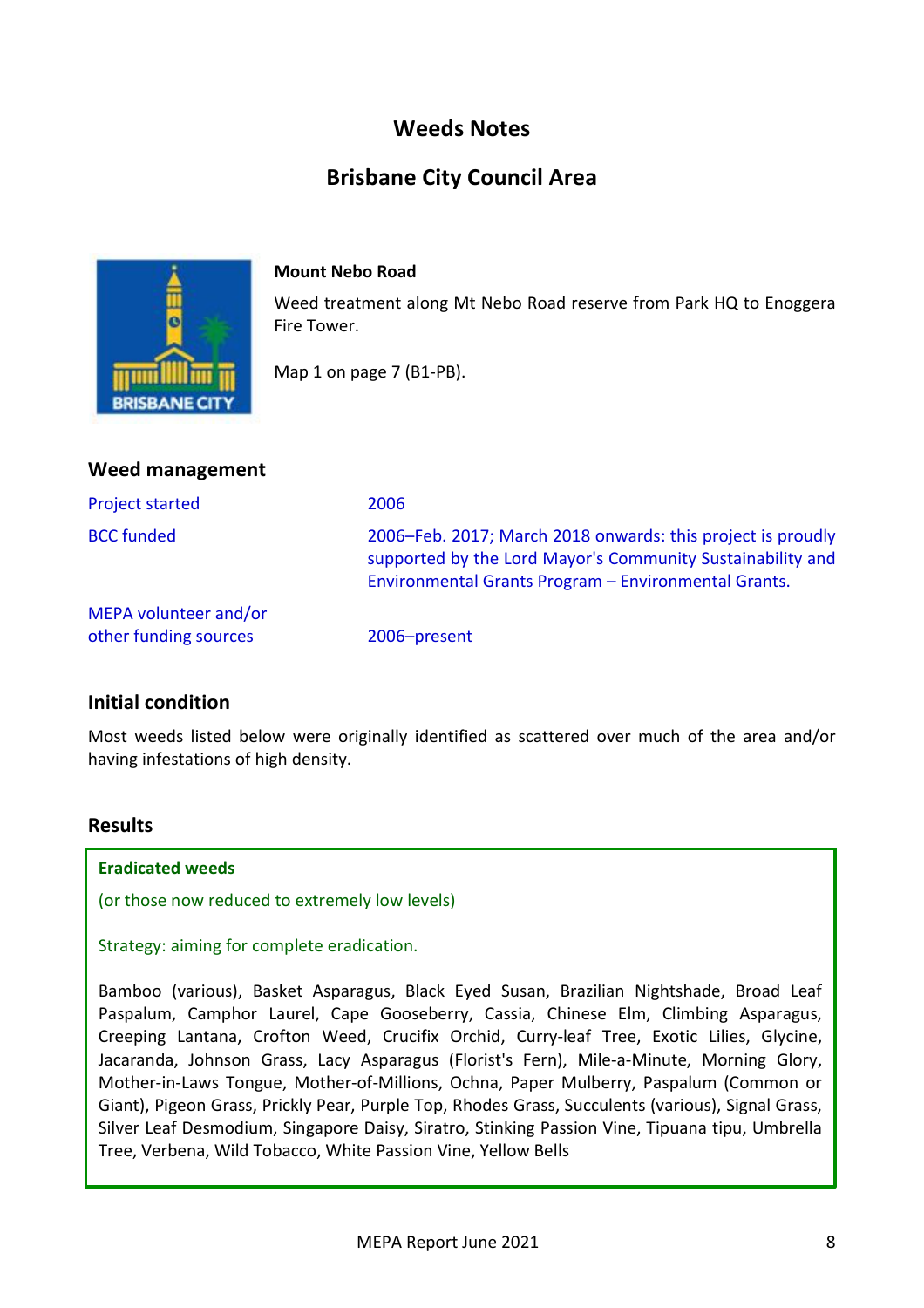# Weeds Notes

## Brisbane City Council Area

### Mount Nebo Road

Weed treatment along Mt Nebo Road reserve from Park HQ to Enoggera Fire Tower.

Map 1 on page 7 (B1-PB).

## Weed management

| | |
|---|---|
| Project started | 2006 |
| BCC funded | 2006–Feb. 2017; March 2018 onwards: this project is proudly supported by the Lord Mayor's Community Sustainability and Environmental Grants Program – Environmental Grants. |
| MEPA volunteer and/or other funding sources | 2006–present |

## Initial condition

Most weeds listed below were originally identified as scattered over much of the area and/or having infestations of high density.

## Results

**Eradicated weeds**

(or those now reduced to extremely low levels)

Strategy: aiming for complete eradication.

Bamboo (various), Basket Asparagus, Black Eyed Susan, Brazilian Nightshade, Broad Leaf Paspalum, Camphor Laurel, Cape Gooseberry, Cassia, Chinese Elm, Climbing Asparagus, Creeping Lantana, Crofton Weed, Crucifix Orchid, Curry-leaf Tree, Exotic Lilies, Glycine, Jacaranda, Johnson Grass, Lacy Asparagus (Florist's Fern), Mile-a-Minute, Morning Glory, Mother-in-Laws Tongue, Mother-of-Millions, Ochna, Paper Mulberry, Paspalum (Common or Giant), Pigeon Grass, Prickly Pear, Purple Top, Rhodes Grass, Succulents (various), Signal Grass, Silver Leaf Desmodium, Singapore Daisy, Siratro, Stinking Passion Vine, Tipuana tipu, Umbrella Tree, Verbena, Wild Tobacco, White Passion Vine, Yellow Bells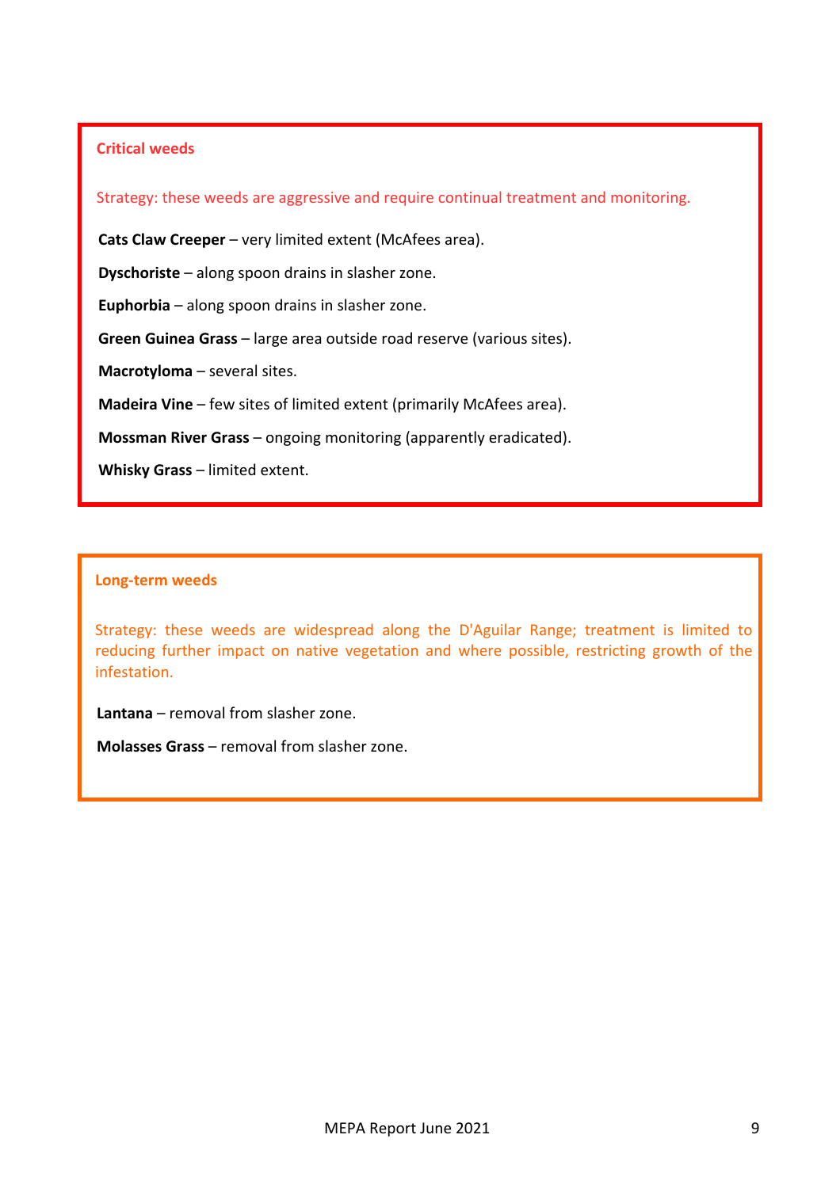### Critical weeds

Strategy: these weeds are aggressive and require continual treatment and monitoring.

**Cats Claw Creeper** – very limited extent (McAfees area).

**Dyschoriste** – along spoon drains in slasher zone.

**Euphorbia** – along spoon drains in slasher zone.

**Green Guinea Grass** – large area outside road reserve (various sites).

**Macrotyloma** – several sites.

**Madeira Vine** – few sites of limited extent (primarily McAfees area).

**Mossman River Grass** – ongoing monitoring (apparently eradicated).

**Whisky Grass** – limited extent.

### Long-term weeds

Strategy: these weeds are widespread along the D'Aguilar Range; treatment is limited to reducing further impact on native vegetation and where possible, restricting growth of the infestation.

**Lantana** – removal from slasher zone.

**Molasses Grass** – removal from slasher zone.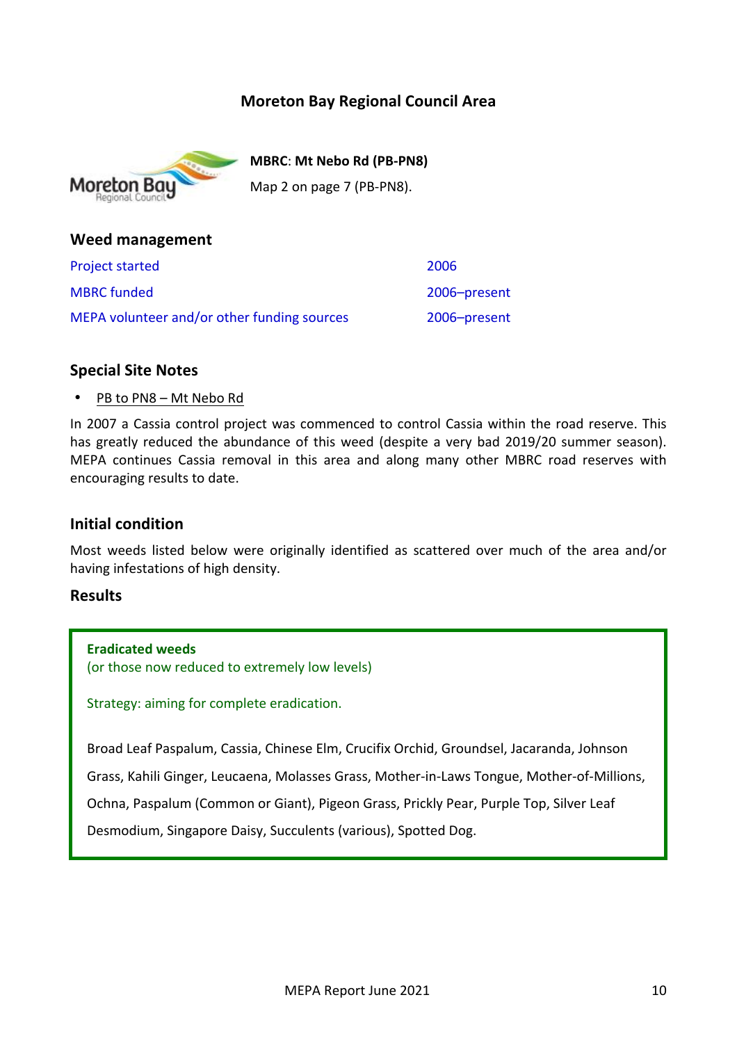# Moreton Bay Regional Council Area

**MBRC**: **Mt Nebo Rd (PB-PN8)**

Map 2 on page 7 (PB-PN8).

## Weed management

| | |
|---|---|
| Project started | 2006 |
| MBRC funded | 2006–present |
| MEPA volunteer and/or other funding sources | 2006–present |

## Special Site Notes

- PB to PN8 – Mt Nebo Rd

In 2007 a Cassia control project was commenced to control Cassia within the road reserve. This has greatly reduced the abundance of this weed (despite a very bad 2019/20 summer season). MEPA continues Cassia removal in this area and along many other MBRC road reserves with encouraging results to date.

## Initial condition

Most weeds listed below were originally identified as scattered over much of the area and/or having infestations of high density.

## Results

**Eradicated weeds**
(or those now reduced to extremely low levels)

Strategy: aiming for complete eradication.

Broad Leaf Paspalum, Cassia, Chinese Elm, Crucifix Orchid, Groundsel, Jacaranda, Johnson Grass, Kahili Ginger, Leucaena, Molasses Grass, Mother-in-Laws Tongue, Mother-of-Millions, Ochna, Paspalum (Common or Giant), Pigeon Grass, Prickly Pear, Purple Top, Silver Leaf Desmodium, Singapore Daisy, Succulents (various), Spotted Dog.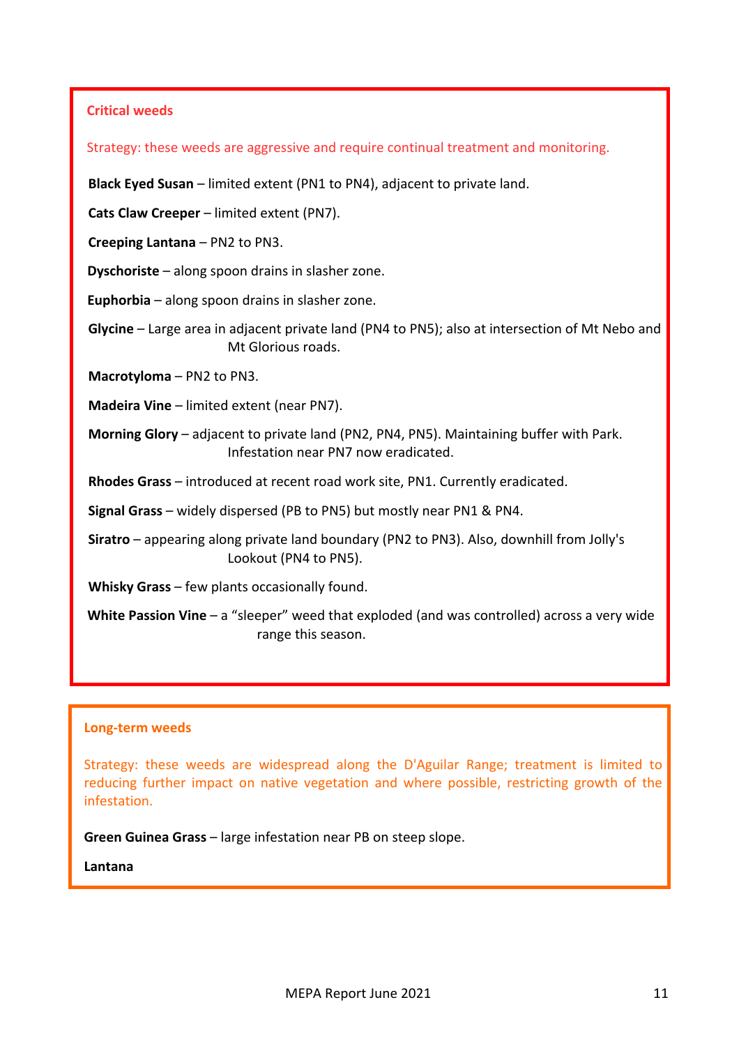### Critical weeds

Strategy: these weeds are aggressive and require continual treatment and monitoring.

**Black Eyed Susan** – limited extent (PN1 to PN4), adjacent to private land.

**Cats Claw Creeper** – limited extent (PN7).

**Creeping Lantana** – PN2 to PN3.

**Dyschoriste** – along spoon drains in slasher zone.

**Euphorbia** – along spoon drains in slasher zone.

**Glycine** – Large area in adjacent private land (PN4 to PN5); also at intersection of Mt Nebo and Mt Glorious roads.

**Macrotyloma** – PN2 to PN3.

**Madeira Vine** – limited extent (near PN7).

**Morning Glory** – adjacent to private land (PN2, PN4, PN5). Maintaining buffer with Park. Infestation near PN7 now eradicated.

**Rhodes Grass** – introduced at recent road work site, PN1. Currently eradicated.

**Signal Grass** – widely dispersed (PB to PN5) but mostly near PN1 & PN4.

**Siratro** – appearing along private land boundary (PN2 to PN3). Also, downhill from Jolly's Lookout (PN4 to PN5).

**Whisky Grass** – few plants occasionally found.

**White Passion Vine** – a "sleeper" weed that exploded (and was controlled) across a very wide range this season.

### Long-term weeds

Strategy: these weeds are widespread along the D'Aguilar Range; treatment is limited to reducing further impact on native vegetation and where possible, restricting growth of the infestation.

**Green Guinea Grass** – large infestation near PB on steep slope.

**Lantana**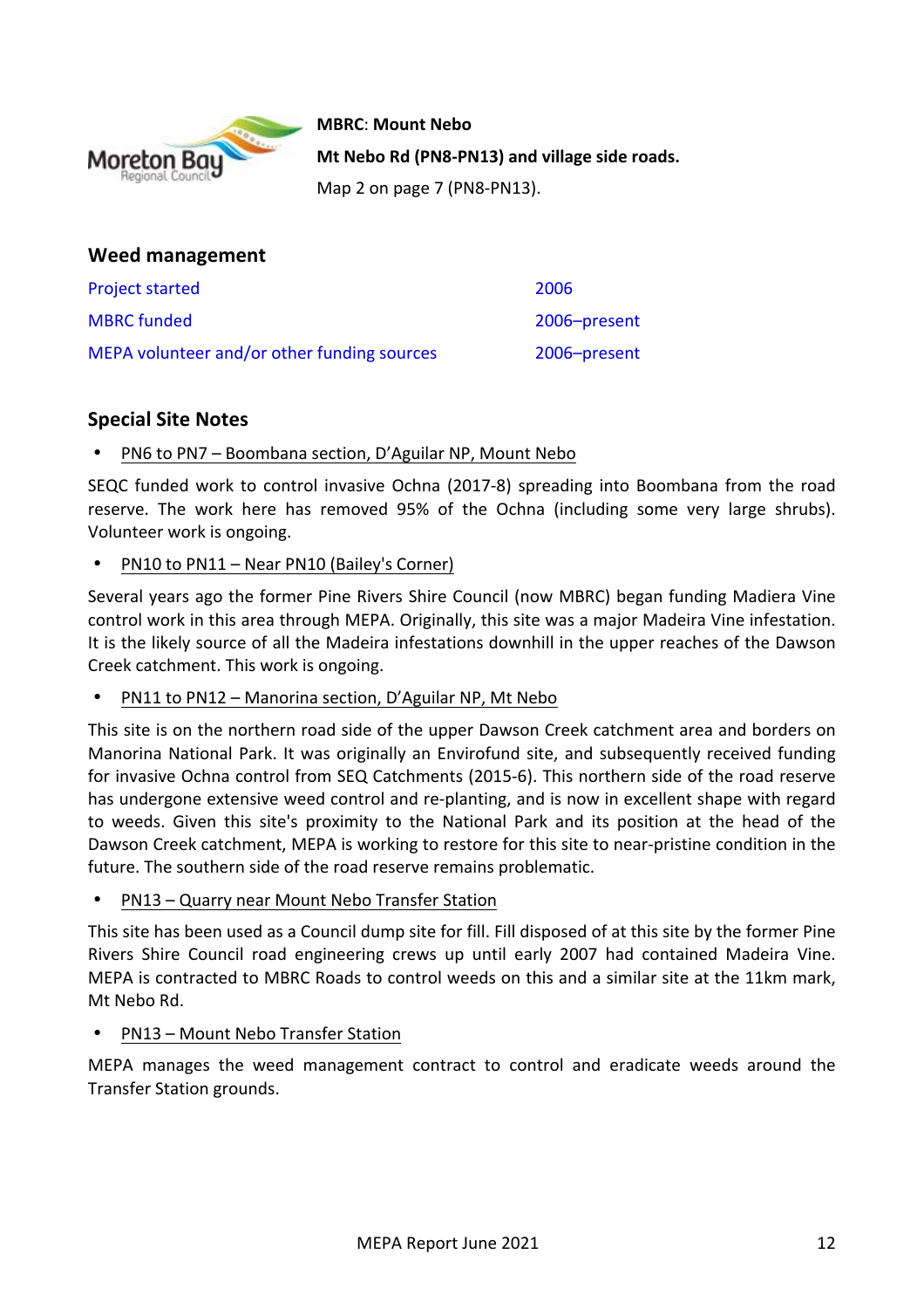**MBRC**: **Mount Nebo**

**Mt Nebo Rd (PN8-PN13) and village side roads.**

Map 2 on page 7 (PN8-PN13).

## Weed management

| | |
|---|---|
| Project started | 2006 |
| MBRC funded | 2006–present |
| MEPA volunteer and/or other funding sources | 2006–present |

## Special Site Notes

- PN6 to PN7 – Boombana section, D'Aguilar NP, Mount Nebo

SEQC funded work to control invasive Ochna (2017-8) spreading into Boombana from the road reserve. The work here has removed 95% of the Ochna (including some very large shrubs). Volunteer work is ongoing.

- PN10 to PN11 – Near PN10 (Bailey's Corner)

Several years ago the former Pine Rivers Shire Council (now MBRC) began funding Madiera Vine control work in this area through MEPA. Originally, this site was a major Madeira Vine infestation. It is the likely source of all the Madeira infestations downhill in the upper reaches of the Dawson Creek catchment. This work is ongoing.

- PN11 to PN12 – Manorina section, D'Aguilar NP, Mt Nebo

This site is on the northern road side of the upper Dawson Creek catchment area and borders on Manorina National Park. It was originally an Envirofund site, and subsequently received funding for invasive Ochna control from SEQ Catchments (2015-6). This northern side of the road reserve has undergone extensive weed control and re-planting, and is now in excellent shape with regard to weeds. Given this site's proximity to the National Park and its position at the head of the Dawson Creek catchment, MEPA is working to restore for this site to near-pristine condition in the future. The southern side of the road reserve remains problematic.

- PN13 – Quarry near Mount Nebo Transfer Station

This site has been used as a Council dump site for fill. Fill disposed of at this site by the former Pine Rivers Shire Council road engineering crews up until early 2007 had contained Madeira Vine. MEPA is contracted to MBRC Roads to control weeds on this and a similar site at the 11km mark, Mt Nebo Rd.

- PN13 – Mount Nebo Transfer Station

MEPA manages the weed management contract to control and eradicate weeds around the Transfer Station grounds.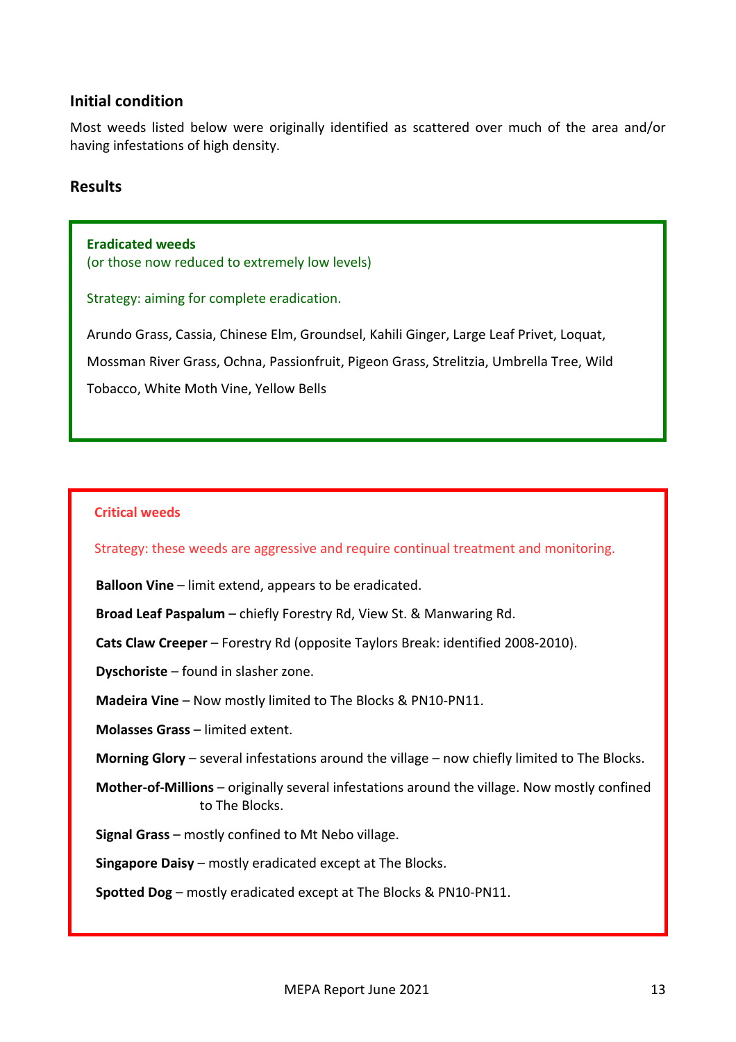## Initial condition

Most weeds listed below were originally identified as scattered over much of the area and/or having infestations of high density.

## Results

### Eradicated weeds

(or those now reduced to extremely low levels)

Strategy: aiming for complete eradication.

Arundo Grass, Cassia, Chinese Elm, Groundsel, Kahili Ginger, Large Leaf Privet, Loquat, Mossman River Grass, Ochna, Passionfruit, Pigeon Grass, Strelitzia, Umbrella Tree, Wild Tobacco, White Moth Vine, Yellow Bells

### Critical weeds

Strategy: these weeds are aggressive and require continual treatment and monitoring.

**Balloon Vine** – limit extend, appears to be eradicated.

**Broad Leaf Paspalum** – chiefly Forestry Rd, View St. & Manwaring Rd.

**Cats Claw Creeper** – Forestry Rd (opposite Taylors Break: identified 2008-2010).

**Dyschoriste** – found in slasher zone.

**Madeira Vine** – Now mostly limited to The Blocks & PN10-PN11.

**Molasses Grass** – limited extent.

**Morning Glory** – several infestations around the village – now chiefly limited to The Blocks.

**Mother-of-Millions** – originally several infestations around the village. Now mostly confined to The Blocks.

**Signal Grass** – mostly confined to Mt Nebo village.

**Singapore Daisy** – mostly eradicated except at The Blocks.

**Spotted Dog** – mostly eradicated except at The Blocks & PN10-PN11.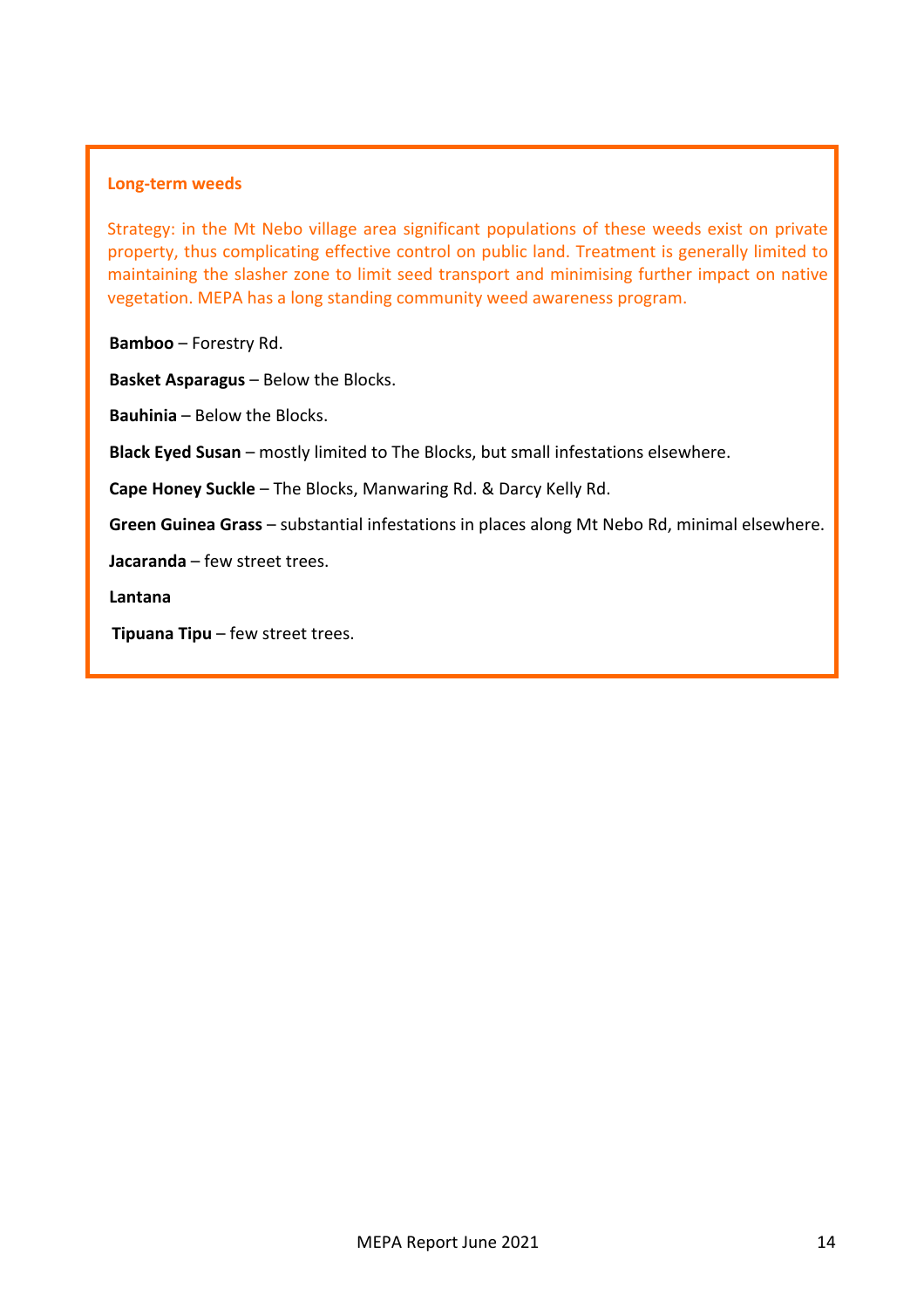**Long-term weeds**

Strategy: in the Mt Nebo village area significant populations of these weeds exist on private property, thus complicating effective control on public land. Treatment is generally limited to maintaining the slasher zone to limit seed transport and minimising further impact on native vegetation. MEPA has a long standing community weed awareness program.

**Bamboo** – Forestry Rd.

**Basket Asparagus** – Below the Blocks.

**Bauhinia** – Below the Blocks.

**Black Eyed Susan** – mostly limited to The Blocks, but small infestations elsewhere.

**Cape Honey Suckle** – The Blocks, Manwaring Rd. & Darcy Kelly Rd.

**Green Guinea Grass** – substantial infestations in places along Mt Nebo Rd, minimal elsewhere.

**Jacaranda** – few street trees.

**Lantana**

**Tipuana Tipu** – few street trees.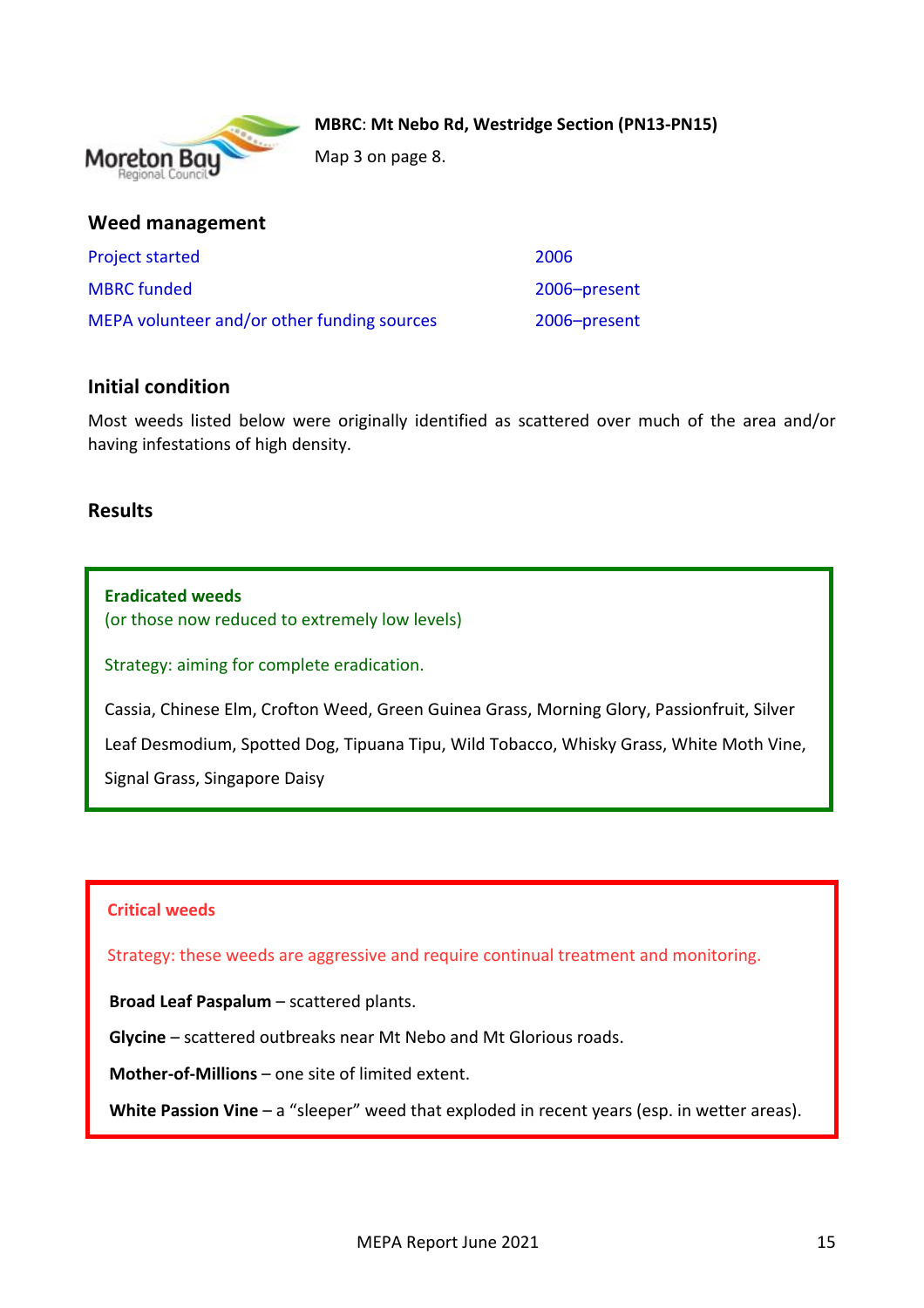**MBRC: Mt Nebo Rd, Westridge Section (PN13-PN15)**

Map 3 on page 8.

## Weed management

| | |
|---|---|
| Project started | 2006 |
| MBRC funded | 2006–present |
| MEPA volunteer and/or other funding sources | 2006–present |

## Initial condition

Most weeds listed below were originally identified as scattered over much of the area and/or having infestations of high density.

## Results

**Eradicated weeds**
(or those now reduced to extremely low levels)

Strategy: aiming for complete eradication.

Cassia, Chinese Elm, Crofton Weed, Green Guinea Grass, Morning Glory, Passionfruit, Silver Leaf Desmodium, Spotted Dog, Tipuana Tipu, Wild Tobacco, Whisky Grass, White Moth Vine, Signal Grass, Singapore Daisy

**Critical weeds**

Strategy: these weeds are aggressive and require continual treatment and monitoring.

**Broad Leaf Paspalum** – scattered plants.

**Glycine** – scattered outbreaks near Mt Nebo and Mt Glorious roads.

**Mother-of-Millions** – one site of limited extent.

**White Passion Vine** – a "sleeper" weed that exploded in recent years (esp. in wetter areas).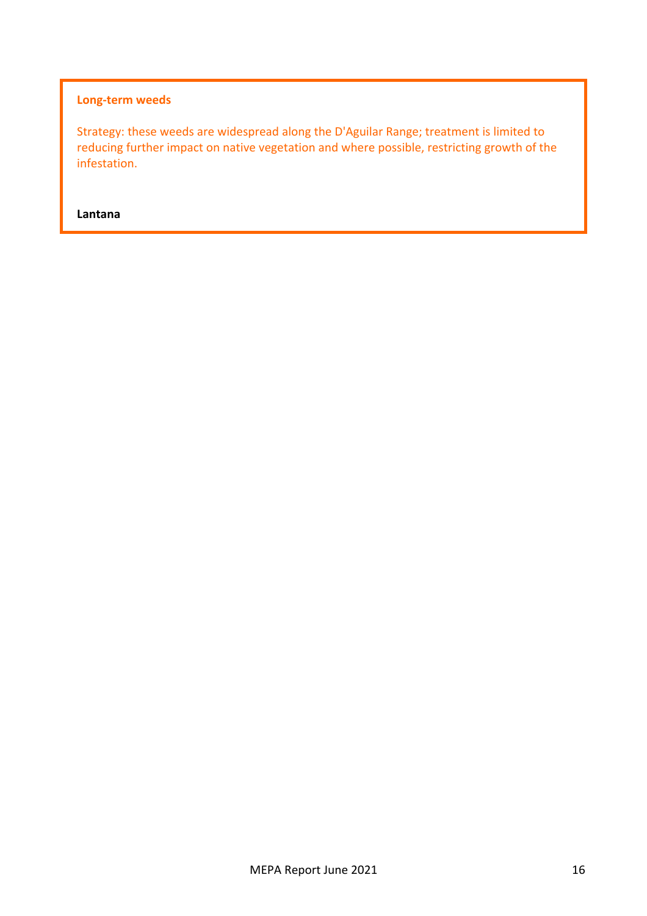### Long-term weeds

Strategy: these weeds are widespread along the D'Aguilar Range; treatment is limited to reducing further impact on native vegetation and where possible, restricting growth of the infestation.

**Lantana**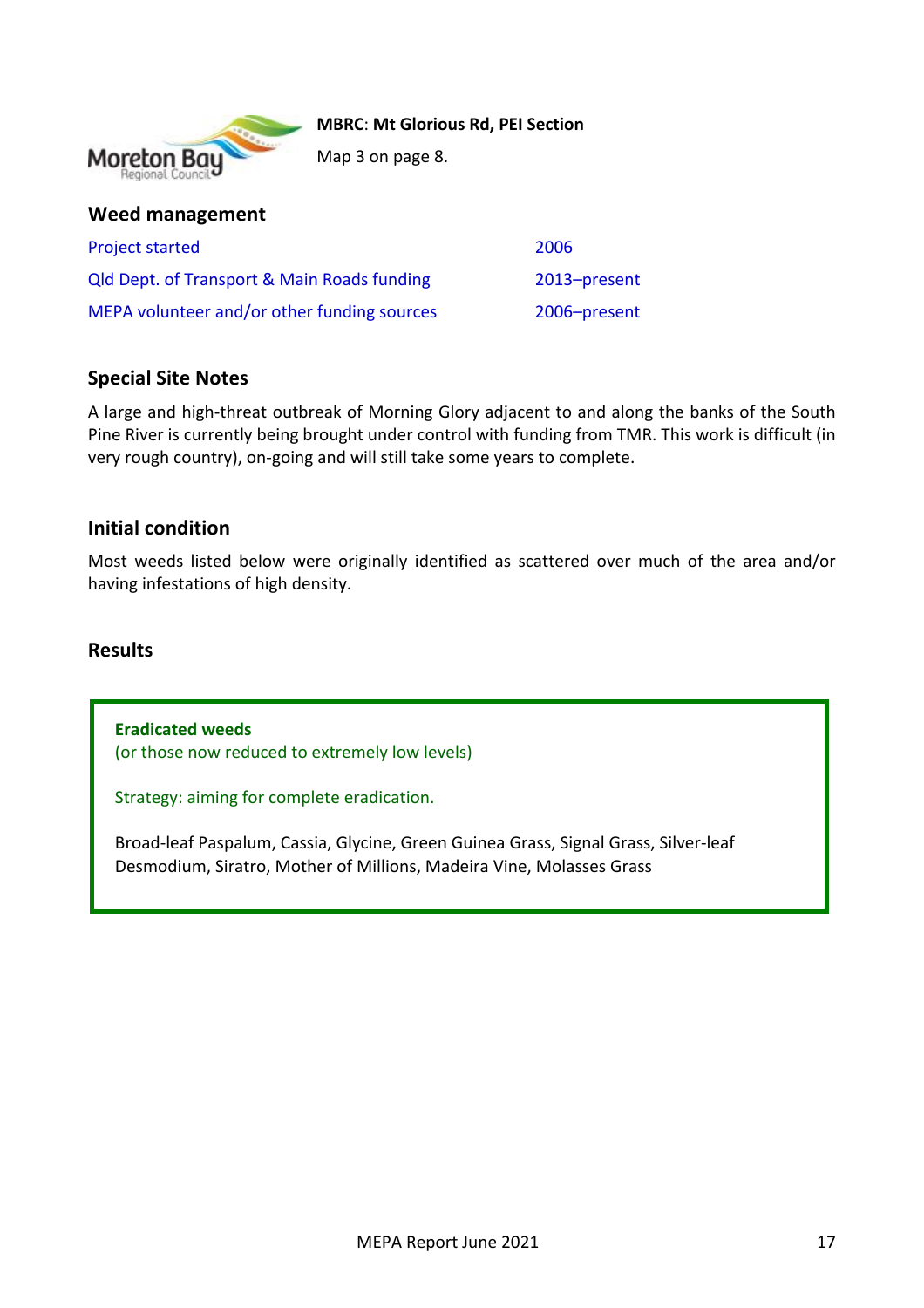**MBRC: Mt Glorious Rd, PEI Section**

Map 3 on page 8.

## Weed management

| | |
|---|---|
| Project started | 2006 |
| Qld Dept. of Transport & Main Roads funding | 2013–present |
| MEPA volunteer and/or other funding sources | 2006–present |

## Special Site Notes

A large and high-threat outbreak of Morning Glory adjacent to and along the banks of the South Pine River is currently being brought under control with funding from TMR. This work is difficult (in very rough country), on-going and will still take some years to complete.

## Initial condition

Most weeds listed below were originally identified as scattered over much of the area and/or having infestations of high density.

## Results

**Eradicated weeds**
(or those now reduced to extremely low levels)

Strategy: aiming for complete eradication.

Broad-leaf Paspalum, Cassia, Glycine, Green Guinea Grass, Signal Grass, Silver-leaf Desmodium, Siratro, Mother of Millions, Madeira Vine, Molasses Grass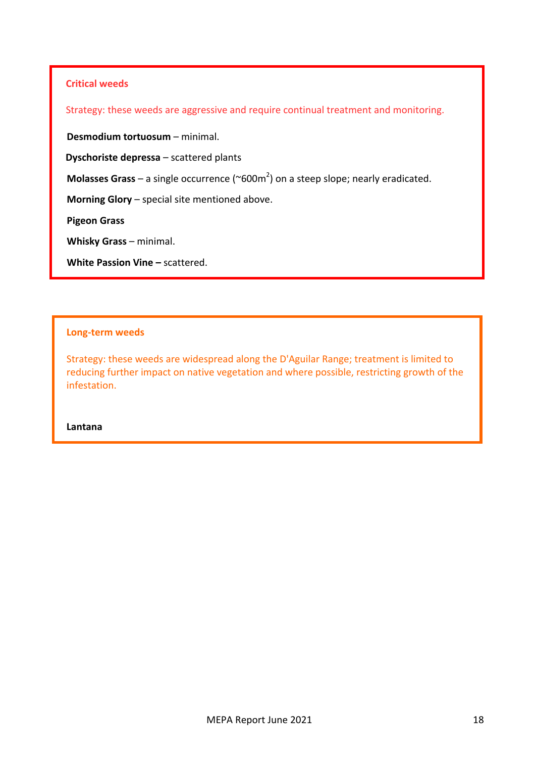### Critical weeds

Strategy: these weeds are aggressive and require continual treatment and monitoring.

**Desmodium tortuosum** – minimal.

**Dyschoriste depressa** – scattered plants

**Molasses Grass** – a single occurrence (~600m$^2$) on a steep slope; nearly eradicated.

**Morning Glory** – special site mentioned above.

**Pigeon Grass**

**Whisky Grass** – minimal.

**White Passion Vine –** scattered.

### Long-term weeds

Strategy: these weeds are widespread along the D'Aguilar Range; treatment is limited to reducing further impact on native vegetation and where possible, restricting growth of the infestation.

**Lantana**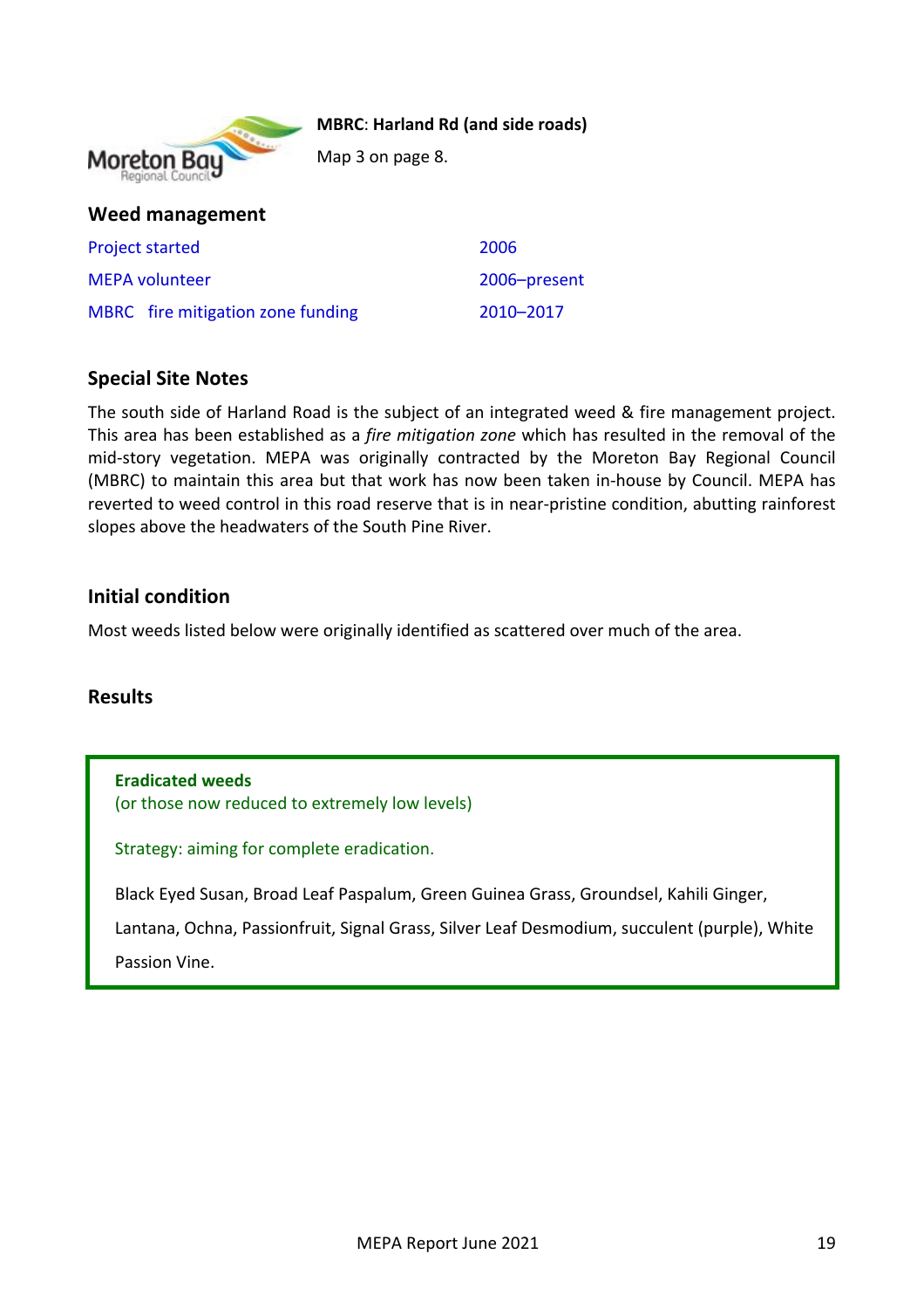**MBRC: Harland Rd (and side roads)**

Map 3 on page 8.

## Weed management

| | |
|---|---|
| Project started | 2006 |
| MEPA volunteer | 2006–present |
| MBRC fire mitigation zone funding | 2010–2017 |

## Special Site Notes

The south side of Harland Road is the subject of an integrated weed & fire management project. This area has been established as a *fire mitigation zone* which has resulted in the removal of the mid-story vegetation. MEPA was originally contracted by the Moreton Bay Regional Council (MBRC) to maintain this area but that work has now been taken in-house by Council. MEPA has reverted to weed control in this road reserve that is in near-pristine condition, abutting rainforest slopes above the headwaters of the South Pine River.

## Initial condition

Most weeds listed below were originally identified as scattered over much of the area.

## Results

**Eradicated weeds**
(or those now reduced to extremely low levels)

Strategy: aiming for complete eradication.

Black Eyed Susan, Broad Leaf Paspalum, Green Guinea Grass, Groundsel, Kahili Ginger, Lantana, Ochna, Passionfruit, Signal Grass, Silver Leaf Desmodium, succulent (purple), White Passion Vine.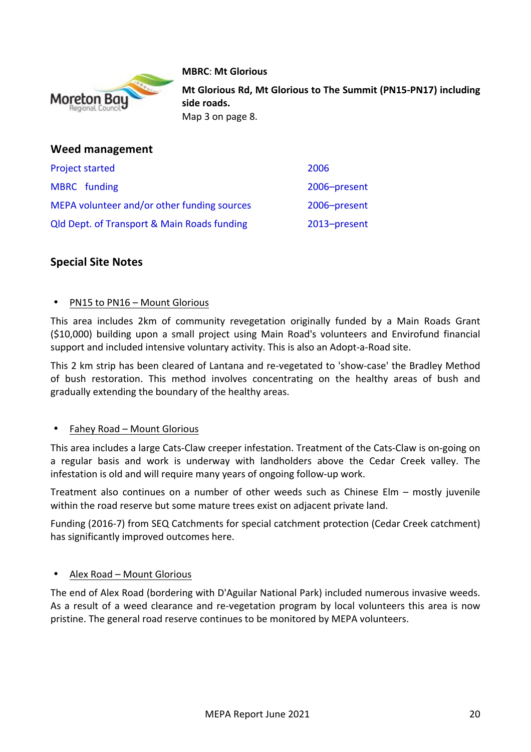**MBRC**: **Mt Glorious**

**Mt Glorious Rd, Mt Glorious to The Summit (PN15-PN17) including side roads.**
Map 3 on page 8.

## Weed management

| | |
|---|---|
| Project started | 2006 |
| MBRC funding | 2006–present |
| MEPA volunteer and/or other funding sources | 2006–present |
| Qld Dept. of Transport & Main Roads funding | 2013–present |

## Special Site Notes

- PN15 to PN16 – Mount Glorious

This area includes 2km of community revegetation originally funded by a Main Roads Grant ($10,000) building upon a small project using Main Road's volunteers and Envirofund financial support and included intensive voluntary activity. This is also an Adopt-a-Road site.

This 2 km strip has been cleared of Lantana and re-vegetated to 'show-case' the Bradley Method of bush restoration. This method involves concentrating on the healthy areas of bush and gradually extending the boundary of the healthy areas.

- Fahey Road – Mount Glorious

This area includes a large Cats-Claw creeper infestation. Treatment of the Cats-Claw is on-going on a regular basis and work is underway with landholders above the Cedar Creek valley. The infestation is old and will require many years of ongoing follow-up work.

Treatment also continues on a number of other weeds such as Chinese Elm – mostly juvenile within the road reserve but some mature trees exist on adjacent private land.

Funding (2016-7) from SEQ Catchments for special catchment protection (Cedar Creek catchment) has significantly improved outcomes here.

- Alex Road – Mount Glorious

The end of Alex Road (bordering with D'Aguilar National Park) included numerous invasive weeds. As a result of a weed clearance and re-vegetation program by local volunteers this area is now pristine. The general road reserve continues to be monitored by MEPA volunteers.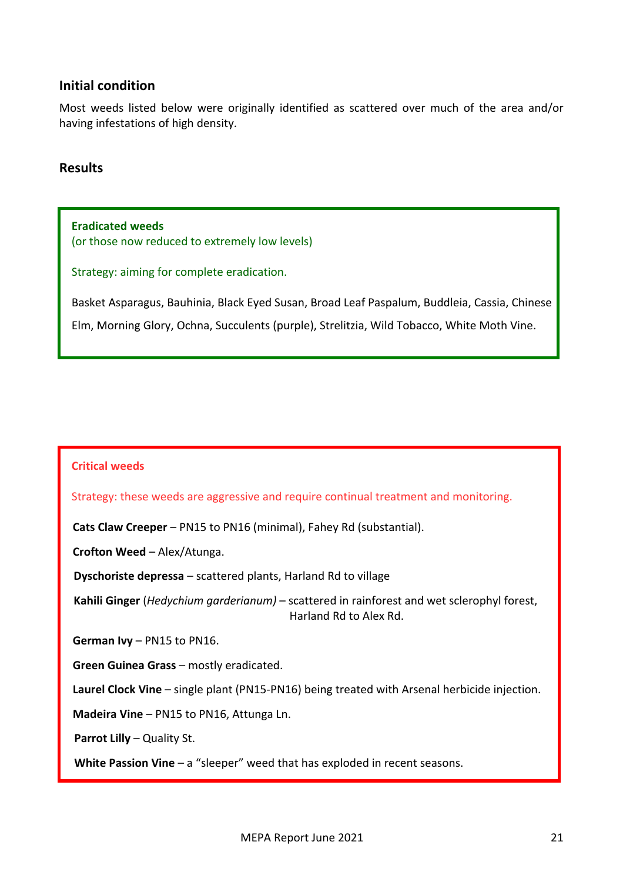## Initial condition

Most weeds listed below were originally identified as scattered over much of the area and/or having infestations of high density.

## Results

**Eradicated weeds**
(or those now reduced to extremely low levels)

Strategy: aiming for complete eradication.

Basket Asparagus, Bauhinia, Black Eyed Susan, Broad Leaf Paspalum, Buddleia, Cassia, Chinese Elm, Morning Glory, Ochna, Succulents (purple), Strelitzia, Wild Tobacco, White Moth Vine.

**Critical weeds**

Strategy: these weeds are aggressive and require continual treatment and monitoring.

**Cats Claw Creeper** – PN15 to PN16 (minimal), Fahey Rd (substantial).

**Crofton Weed** – Alex/Atunga.

**Dyschoriste depressa** – scattered plants, Harland Rd to village

**Kahili Ginger** (*Hedychium garderianum)* – scattered in rainforest and wet sclerophyl forest, Harland Rd to Alex Rd.

**German Ivy** – PN15 to PN16.

**Green Guinea Grass** – mostly eradicated.

**Laurel Clock Vine** – single plant (PN15-PN16) being treated with Arsenal herbicide injection.

**Madeira Vine** – PN15 to PN16, Attunga Ln.

**Parrot Lilly** – Quality St.

**White Passion Vine** – a "sleeper" weed that has exploded in recent seasons.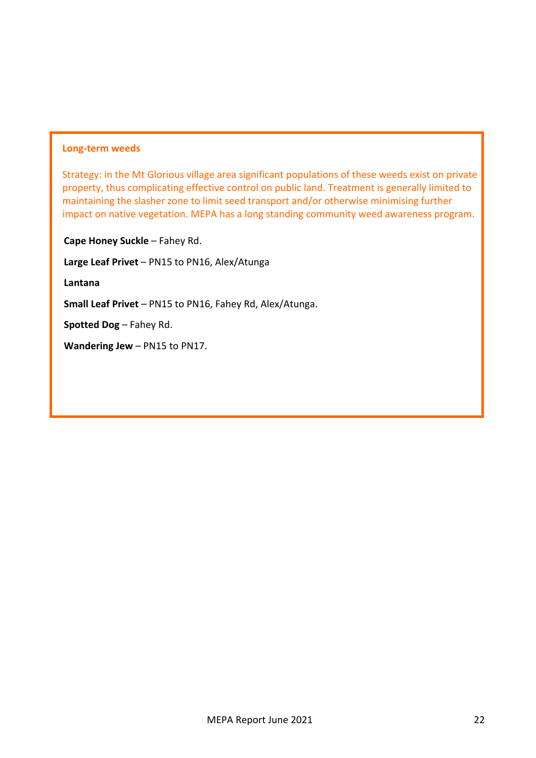**Long-term weeds**

Strategy: in the Mt Glorious village area significant populations of these weeds exist on private property, thus complicating effective control on public land. Treatment is generally limited to maintaining the slasher zone to limit seed transport and/or otherwise minimising further impact on native vegetation. MEPA has a long standing community weed awareness program.

**Cape Honey Suckle** – Fahey Rd.

**Large Leaf Privet** – PN15 to PN16, Alex/Atunga

**Lantana**

**Small Leaf Privet** – PN15 to PN16, Fahey Rd, Alex/Atunga.

**Spotted Dog** – Fahey Rd.

**Wandering Jew** – PN15 to PN17.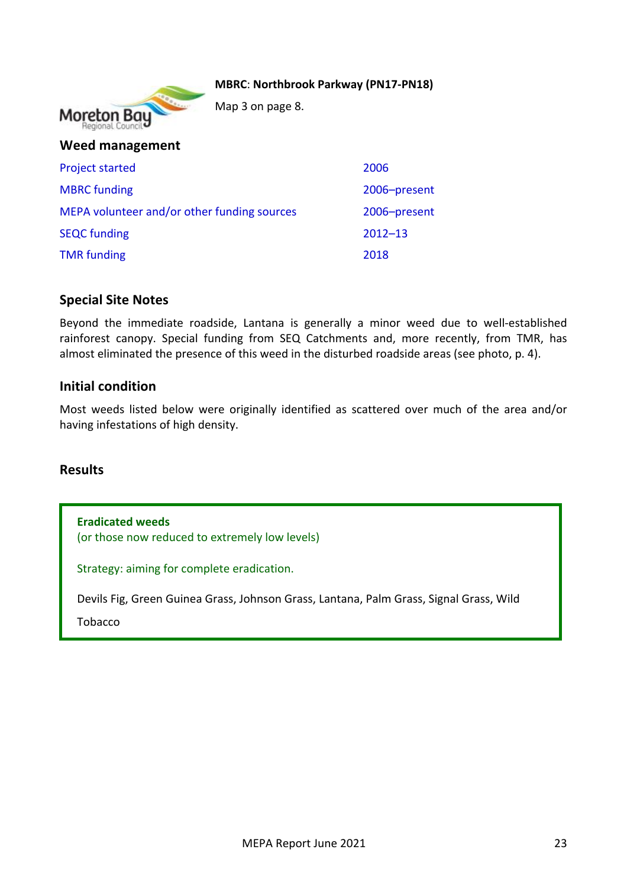**MBRC: Northbrook Parkway (PN17-PN18)**

Map 3 on page 8.

## Weed management

| | |
|---|---|
| Project started | 2006 |
| MBRC funding | 2006–present |
| MEPA volunteer and/or other funding sources | 2006–present |
| SEQC funding | 2012–13 |
| TMR funding | 2018 |

## Special Site Notes

Beyond the immediate roadside, Lantana is generally a minor weed due to well-established rainforest canopy. Special funding from SEQ Catchments and, more recently, from TMR, has almost eliminated the presence of this weed in the disturbed roadside areas (see photo, p. 4).

## Initial condition

Most weeds listed below were originally identified as scattered over much of the area and/or having infestations of high density.

## Results

**Eradicated weeds**
(or those now reduced to extremely low levels)

Strategy: aiming for complete eradication.

Devils Fig, Green Guinea Grass, Johnson Grass, Lantana, Palm Grass, Signal Grass, Wild Tobacco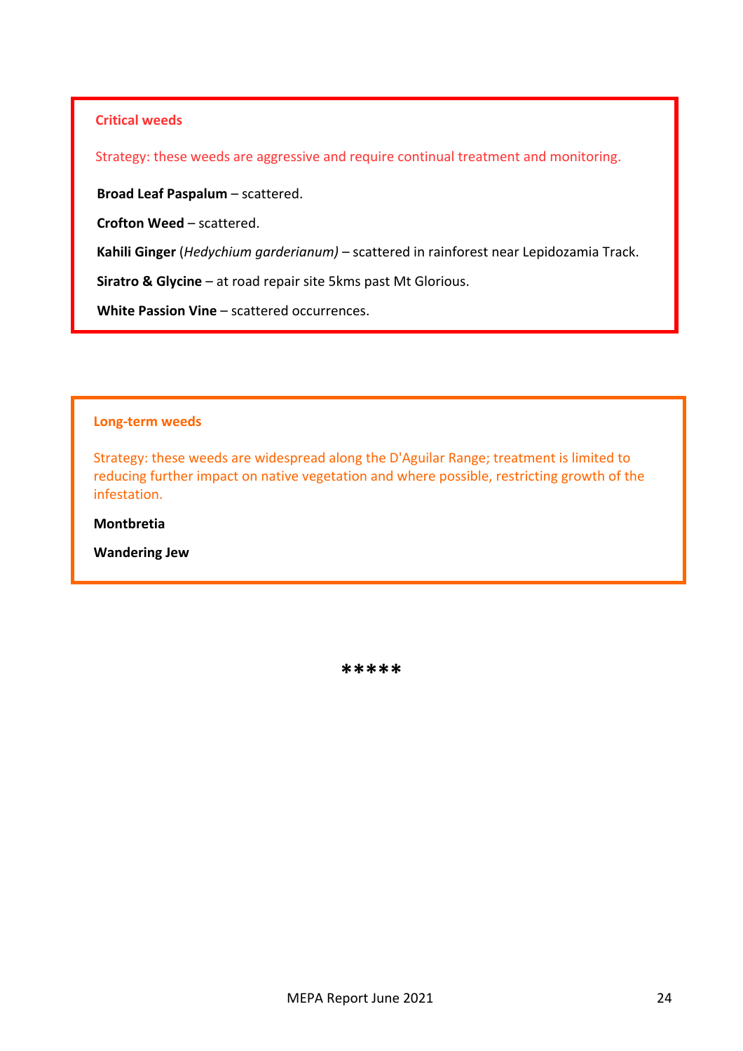### Critical weeds

Strategy: these weeds are aggressive and require continual treatment and monitoring.

**Broad Leaf Paspalum** – scattered.

**Crofton Weed** – scattered.

**Kahili Ginger** (*Hedychium garderianum)* – scattered in rainforest near Lepidozamia Track.

**Siratro & Glycine** – at road repair site 5kms past Mt Glorious.

**White Passion Vine** – scattered occurrences.

### Long-term weeds

Strategy: these weeds are widespread along the D'Aguilar Range; treatment is limited to reducing further impact on native vegetation and where possible, restricting growth of the infestation.

**Montbretia**

**Wandering Jew**

*****